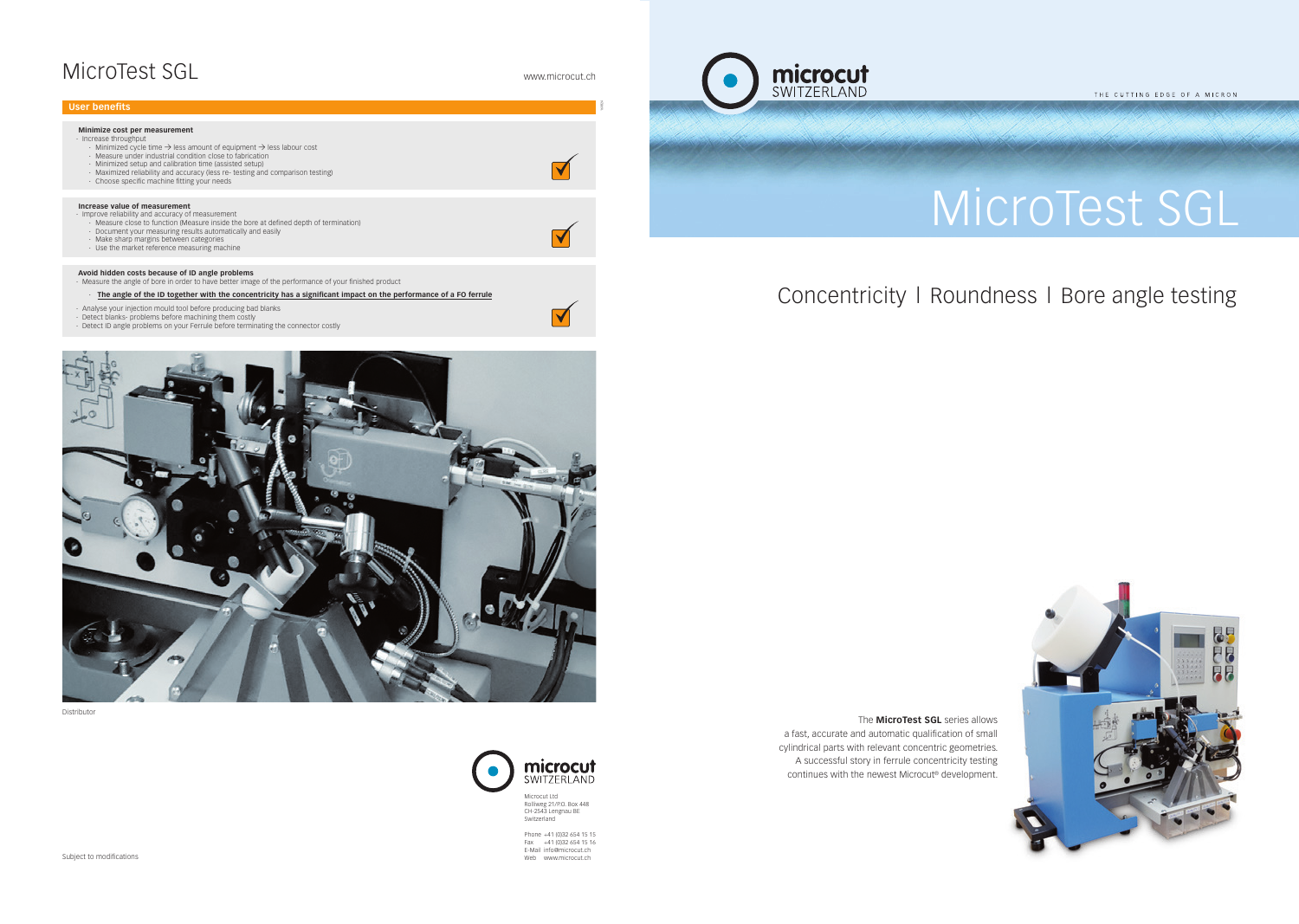# MicroTest SGL

www.microcut.ch

## User benefits

**Minimize cost per measurement**

- Increase throughput
  - Minimized cycle time → less amount of equipment → less labour cost
  - Measure under industrial condition close to fabrication
  - Minimized setup and calibration time (assisted setup)
  - Maximized reliability and accuracy (less re- testing and comparison testing)
  - Choose specific machine fitting your needs

**Increase value of measurement**

- Improve reliability and accuracy of measurement
  - Measure close to function (Measure inside the bore at defined depth of termination)
  - Document your measuring results automatically and easily
  - Make sharp margins between categories
  - Use the market reference measuring machine

**Avoid hidden costs because of ID angle problems**

- Measure the angle of bore in order to have better image of the performance of your finished product
  - **The angle of the ID together with the concentricity has a significant impact on the performance of a FO ferrule**
- Analyse your injection mould tool before producing bad blanks
- Detect blanks- problems before machining them costly
- Detect ID angle problems on your Ferrule before terminating the connector costly

Distributor

microcut SWITZERLAND

Microcut Ltd
Rolliweg 21/P.O. Box 448
CH-2543 Lengnau BE
Switzerland

Phone +41 (0)32 654 15 15
Fax +41 (0)32 654 15 16
E-Mail info@microcut.ch
Web www.microcut.ch

Subject to modifications

microcut SWITZERLAND

THE CUTTING EDGE OF A MICRON

# MicroTest SGL

## Concentricity I Roundness I Bore angle testing

The **MicroTest SGL** series allows a fast, accurate and automatic qualification of small cylindrical parts with relevant concentric geometries. A successful story in ferrule concentricity testing continues with the newest Microcut® development.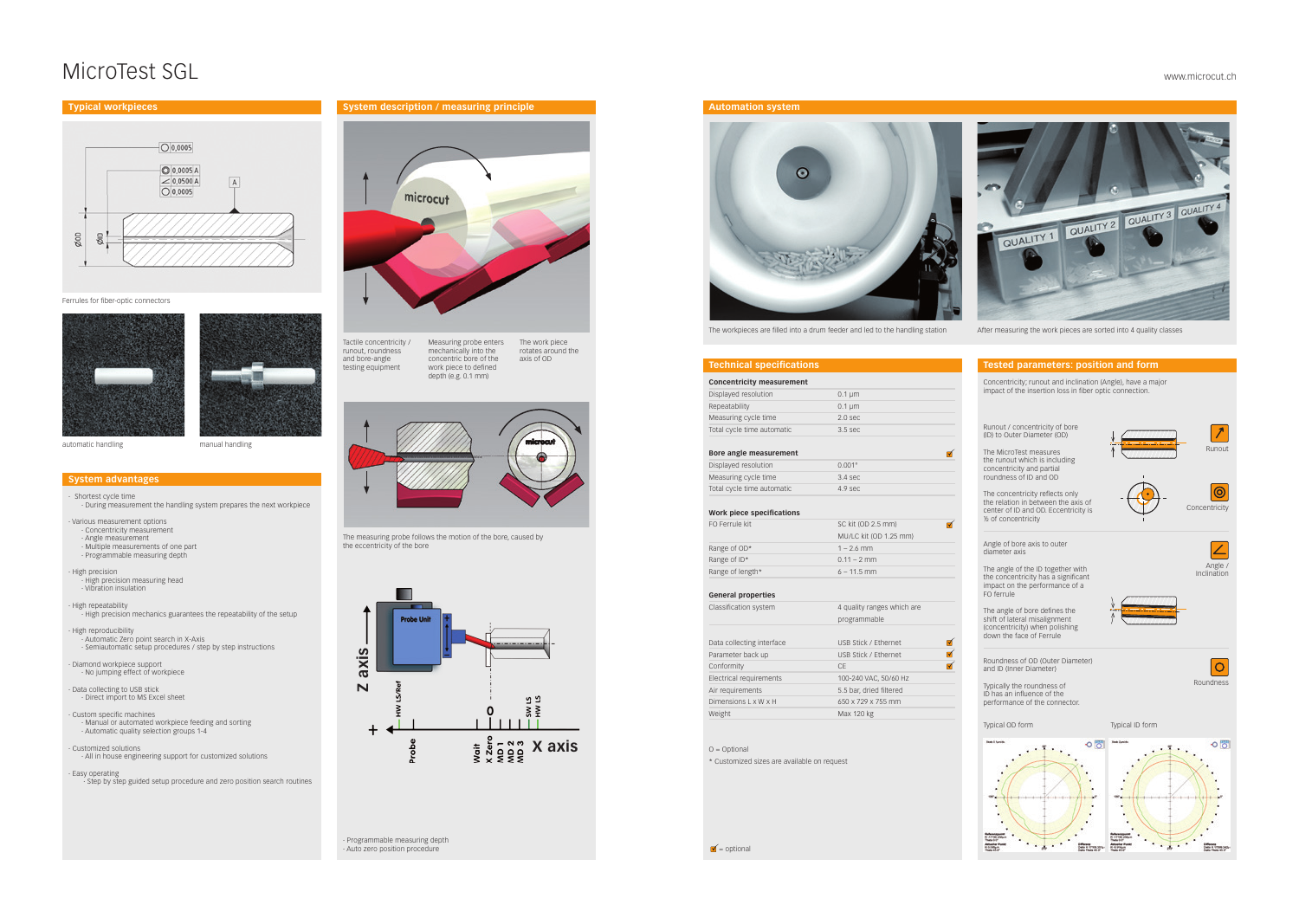# MicroTest SGL

www.microcut.ch

## Typical workpieces

0,0005
0,0005 A
0,0500 A
0,0005
A
ØOD
ØID

Ferrules for fiber-optic connectors

automatic handling

manual handling

## System advantages

- Shortest cycle time
  - During measurement the handling system prepares the next workpiece
- Various measurement options
  - Concentricity measurement
  - Angle measurement
  - Multiple measurements of one part
  - Programmable measuring depth
- High precision
  - High precision measuring head
  - Vibration insulation
- High repeatability
  - High precision mechanics guarantees the repeatability of the setup
- High reproducibility
  - Automatic Zero point search in X-Axis
  - Semiautomatic setup procedures / step by step instructions
- Diamond workpiece support
  - No jumping effect of workpiece
- Data collecting to USB stick
  - Direct import to MS Excel sheet
- Custom specific machines
  - Manual or automated workpiece feeding and sorting
  - Automatic quality selection groups 1-4
- Customized solutions
  - All in house engineering support for customized solutions
- Easy operating
  - Step by step guided setup procedure and zero position search routines

## System description / measuring principle

Tactile concentricity / runout, roundness and bore-angle testing equipment

Measuring probe enters mechanically into the concentric bore of the work piece to defined depth (e.g. 0.1 mm)

The work piece rotates around the axis of OD

The measuring probe follows the motion of the bore, caused by the eccentricity of the bore

Probe Unit
Z axis
HW LS/Ref
Probe
Wait
X Zero
MD 1
MD 2
MD 3
SW LS
HW LS
0
X axis

- Programmable measuring depth
- Auto zero position procedure

## Automation system

The workpieces are filled into a drum feeder and led to the handling station

After measuring the work pieces are sorted into 4 quality classes

## Technical specifications

| | | |
|---|---|---|
| **Concentricity measurement** | | |
| Displayed resolution | 0.1 µm | |
| Repeatability | 0.1 µm | |
| Measuring cycle time | 2.0 sec | |
| Total cycle time automatic | 3.5 sec | |
| **Bore angle measurement** | | ☑ |
| Displayed resolution | 0.001° | |
| Measuring cycle time | 3.4 sec | |
| Total cycle time automatic | 4.9 sec | |
| **Work piece specifications** | | |
| FO Ferrule kit | SC kit (OD 2.5 mm) | ☑ |
| | MU/LC kit (OD 1.25 mm) | |
| Range of OD* | 1 – 2.6 mm | |
| Range of ID* | 0.11 – 2 mm | |
| Range of length* | 6 – 11.5 mm | |
| **General properties** | | |
| Classification system | 4 quality ranges which are programmable | |
| Data collecting interface | USB Stick / Ethernet | ☑ |
| Parameter back up | USB Stick / Ethernet | ☑ |
| Conformity | CE | ☑ |
| Electrical requirements | 100-240 VAC, 50/60 Hz | |
| Air requirements | 5.5 bar, dried filtered | |
| Dimensions L x W x H | 650 x 729 x 755 mm | |
| Weight | Max 120 kg | |

O = Optional

\* Customized sizes are available on request

☑ = optional

## Tested parameters: position and form

Concentricity; runout and inclination (Angle), have a major impact of the insertion loss in fiber optic connection.

Runout / concentricity of bore (ID) to Outer Diameter (OD)

The MicroTest measures the runout which is including concentricity and partial roundness of ID and OD

The concentricity reflects only the relation in between the axis of center of ID and OD. Eccentricity is ½ of concentricity

Runout

Concentricity

Angle of bore axis to outer diameter axis

The angle of the ID together with the concentricity has a significant impact on the performance of a FO ferrule

The angle of bore defines the shift of lateral misalignment (concentricity) when polishing down the face of Ferrule

Angle / Inclination

Roundness of OD (Outer Diameter) and ID (Inner Diameter)

Typically the roundness of ID has an influence of the performance of the connector.

Roundness

Typical OD form

Typical ID form